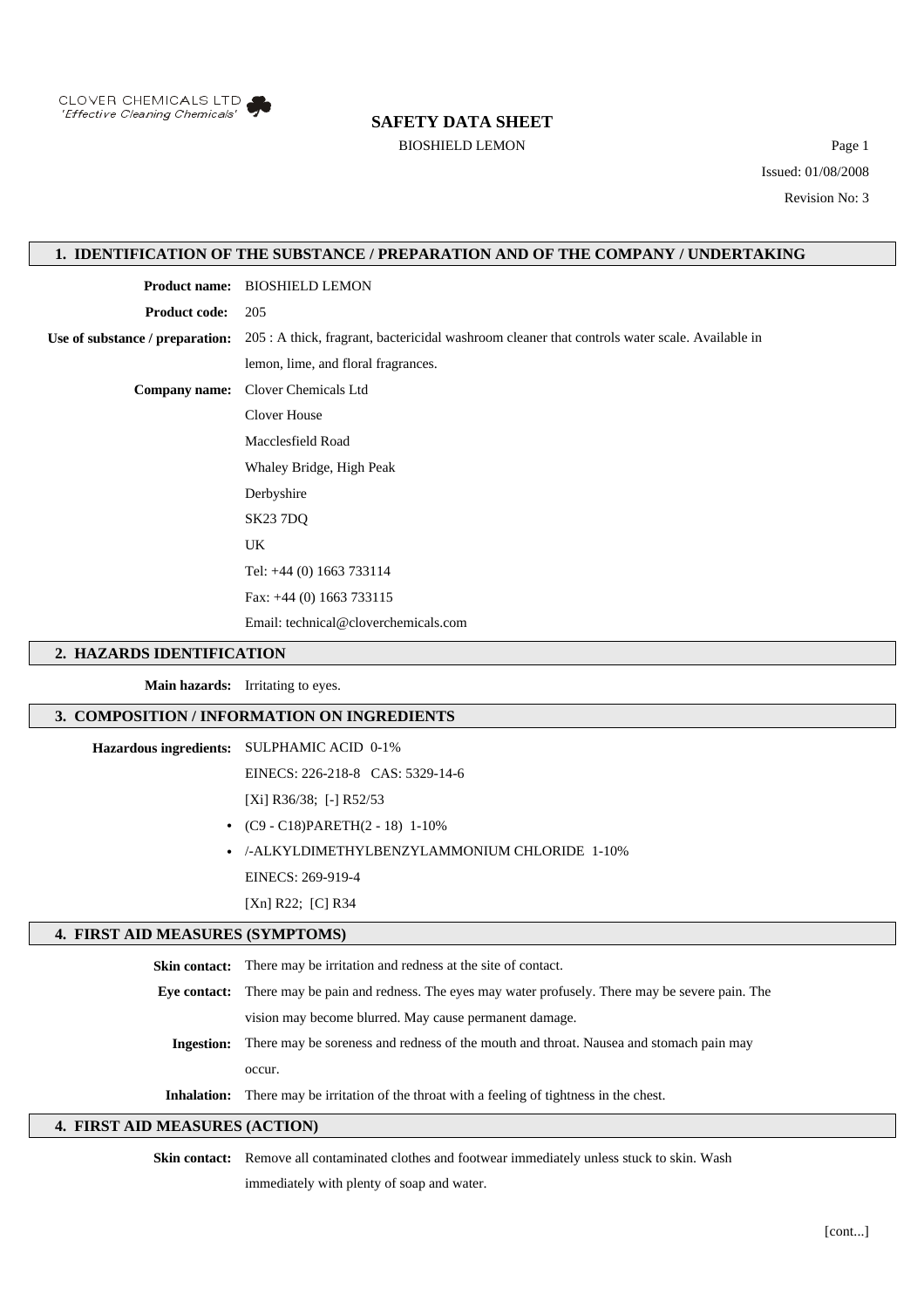CLOVER CHEMICALS LTD
*'Effective Cleaning Chemicals'*

# SAFETY DATA SHEET

BIOSHIELD LEMON

Issued: 01/08/2008

Revision No: 3

## 1. IDENTIFICATION OF THE SUBSTANCE / PREPARATION AND OF THE COMPANY / UNDERTAKING

**Product name:** BIOSHIELD LEMON

**Product code:** 205

**Use of substance / preparation:** 205 : A thick, fragrant, bactericidal washroom cleaner that controls water scale. Available in lemon, lime, and floral fragrances.

**Company name:** Clover Chemicals Ltd
Clover House
Macclesfield Road
Whaley Bridge, High Peak
Derbyshire
SK23 7DQ
UK
Tel: +44 (0) 1663 733114
Fax: +44 (0) 1663 733115
Email: technical@cloverchemicals.com

## 2. HAZARDS IDENTIFICATION

**Main hazards:** Irritating to eyes.

## 3. COMPOSITION / INFORMATION ON INGREDIENTS

**Hazardous ingredients:** SULPHAMIC ACID 0-1%
EINECS: 226-218-8 CAS: 5329-14-6
[Xi] R36/38; [-] R52/53

- (C9 - C18)PARETH(2 - 18) 1-10%
- /-ALKYLDIMETHYLBENZYLAMMONIUM CHLORIDE 1-10%
  EINECS: 269-919-4
  [Xn] R22; [C] R34

## 4. FIRST AID MEASURES (SYMPTOMS)

**Skin contact:** There may be irritation and redness at the site of contact.

**Eye contact:** There may be pain and redness. The eyes may water profusely. There may be severe pain. The vision may become blurred. May cause permanent damage.

**Ingestion:** There may be soreness and redness of the mouth and throat. Nausea and stomach pain may occur.

**Inhalation:** There may be irritation of the throat with a feeling of tightness in the chest.

## 4. FIRST AID MEASURES (ACTION)

**Skin contact:** Remove all contaminated clothes and footwear immediately unless stuck to skin. Wash immediately with plenty of soap and water.

[cont...]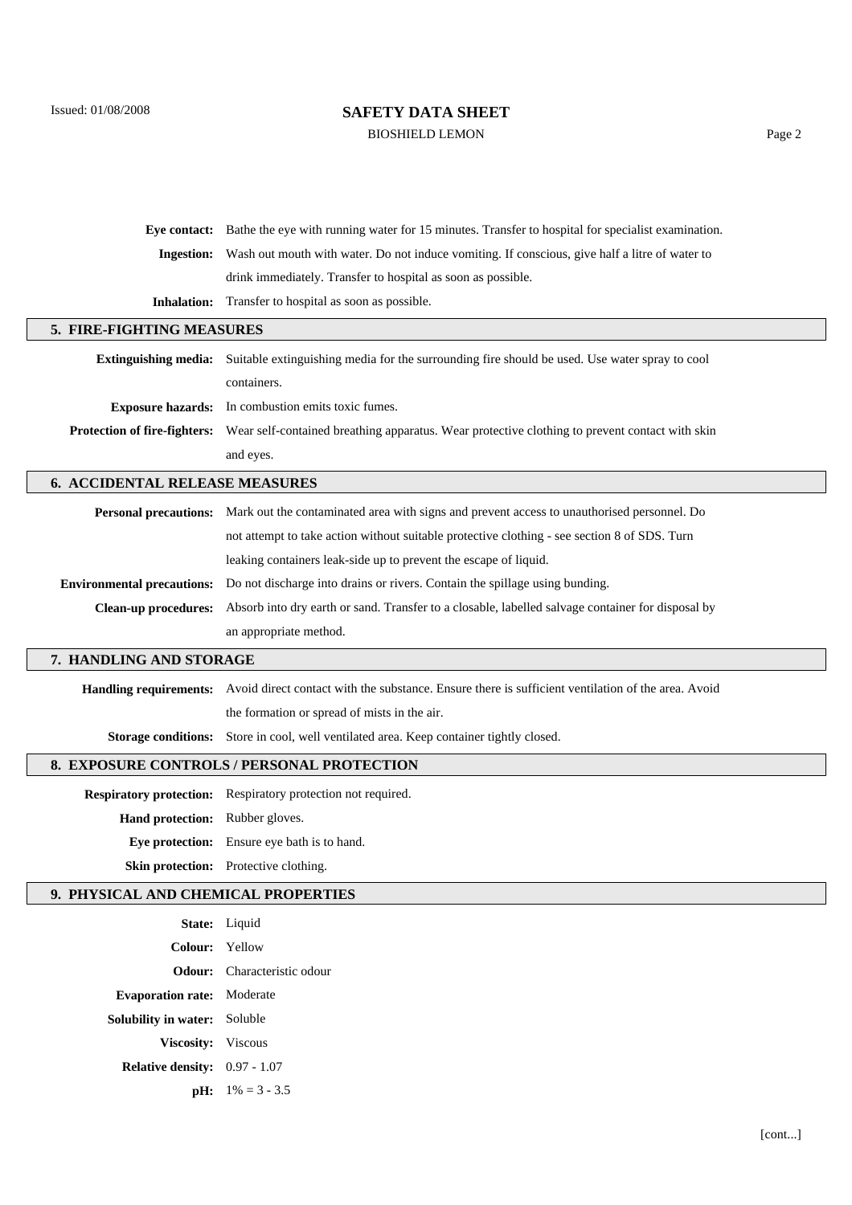**Eye contact:** Bathe the eye with running water for 15 minutes. Transfer to hospital for specialist examination.

**Ingestion:** Wash out mouth with water. Do not induce vomiting. If conscious, give half a litre of water to drink immediately. Transfer to hospital as soon as possible.

**Inhalation:** Transfer to hospital as soon as possible.

## 5. FIRE-FIGHTING MEASURES

**Extinguishing media:** Suitable extinguishing media for the surrounding fire should be used. Use water spray to cool containers.

**Exposure hazards:** In combustion emits toxic fumes.

**Protection of fire-fighters:** Wear self-contained breathing apparatus. Wear protective clothing to prevent contact with skin and eyes.

## 6. ACCIDENTAL RELEASE MEASURES

**Personal precautions:** Mark out the contaminated area with signs and prevent access to unauthorised personnel. Do not attempt to take action without suitable protective clothing - see section 8 of SDS. Turn leaking containers leak-side up to prevent the escape of liquid.

**Environmental precautions:** Do not discharge into drains or rivers. Contain the spillage using bunding.

**Clean-up procedures:** Absorb into dry earth or sand. Transfer to a closable, labelled salvage container for disposal by an appropriate method.

## 7. HANDLING AND STORAGE

**Handling requirements:** Avoid direct contact with the substance. Ensure there is sufficient ventilation of the area. Avoid the formation or spread of mists in the air.

**Storage conditions:** Store in cool, well ventilated area. Keep container tightly closed.

## 8. EXPOSURE CONTROLS / PERSONAL PROTECTION

**Respiratory protection:** Respiratory protection not required.

**Hand protection:** Rubber gloves.

**Eye protection:** Ensure eye bath is to hand.

**Skin protection:** Protective clothing.

## 9. PHYSICAL AND CHEMICAL PROPERTIES

**State:** Liquid

**Colour:** Yellow

**Odour:** Characteristic odour

**Evaporation rate:** Moderate

**Solubility in water:** Soluble

**Viscosity:** Viscous

**Relative density:** 0.97 - 1.07

**pH:** 1% = 3 - 3.5

[cont...]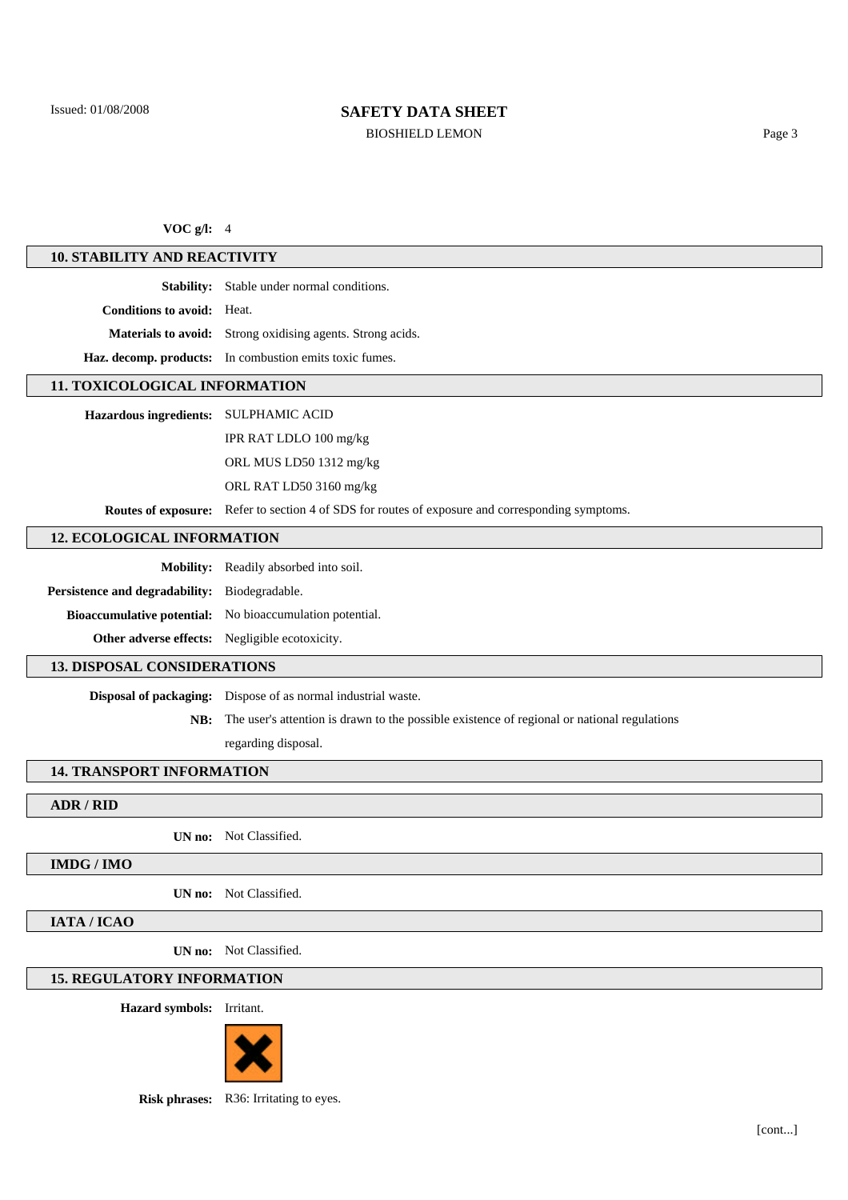**VOC g/l:** 4

## 10. STABILITY AND REACTIVITY

**Stability:** Stable under normal conditions.

**Conditions to avoid:** Heat.

**Materials to avoid:** Strong oxidising agents. Strong acids.

**Haz. decomp. products:** In combustion emits toxic fumes.

## 11. TOXICOLOGICAL INFORMATION

**Hazardous ingredients:** SULPHAMIC ACID

IPR RAT LDLO 100 mg/kg

ORL MUS LD50 1312 mg/kg

ORL RAT LD50 3160 mg/kg

**Routes of exposure:** Refer to section 4 of SDS for routes of exposure and corresponding symptoms.

## 12. ECOLOGICAL INFORMATION

**Mobility:** Readily absorbed into soil.

**Persistence and degradability:** Biodegradable.

**Bioaccumulative potential:** No bioaccumulation potential.

**Other adverse effects:** Negligible ecotoxicity.

## 13. DISPOSAL CONSIDERATIONS

**Disposal of packaging:** Dispose of as normal industrial waste.

**NB:** The user's attention is drawn to the possible existence of regional or national regulations regarding disposal.

## 14. TRANSPORT INFORMATION

### ADR / RID

**UN no:** Not Classified.

### IMDG / IMO

**UN no:** Not Classified.

### IATA / ICAO

**UN no:** Not Classified.

## 15. REGULATORY INFORMATION

**Hazard symbols:** Irritant.

**Risk phrases:** R36: Irritating to eyes.

[cont...]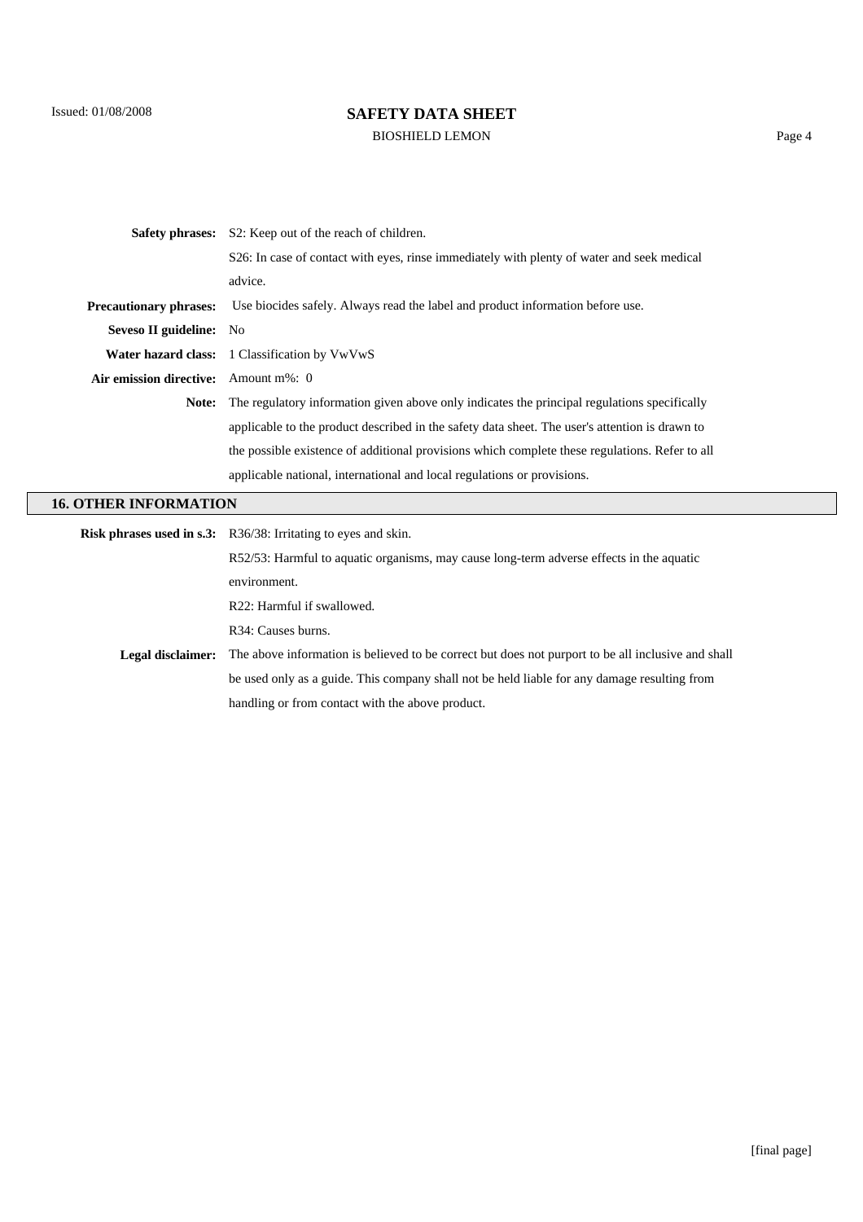**Safety phrases:** S2: Keep out of the reach of children.

S26: In case of contact with eyes, rinse immediately with plenty of water and seek medical advice.

**Precautionary phrases:** Use biocides safely. Always read the label and product information before use.

**Seveso II guideline:** No

**Water hazard class:** 1 Classification by VwVwS

**Air emission directive:** Amount m%: 0

**Note:** The regulatory information given above only indicates the principal regulations specifically applicable to the product described in the safety data sheet. The user's attention is drawn to the possible existence of additional provisions which complete these regulations. Refer to all applicable national, international and local regulations or provisions.

## 16. OTHER INFORMATION

**Risk phrases used in s.3:** R36/38: Irritating to eyes and skin.

R52/53: Harmful to aquatic organisms, may cause long-term adverse effects in the aquatic environment.

R22: Harmful if swallowed.

R34: Causes burns.

**Legal disclaimer:** The above information is believed to be correct but does not purport to be all inclusive and shall be used only as a guide. This company shall not be held liable for any damage resulting from handling or from contact with the above product.